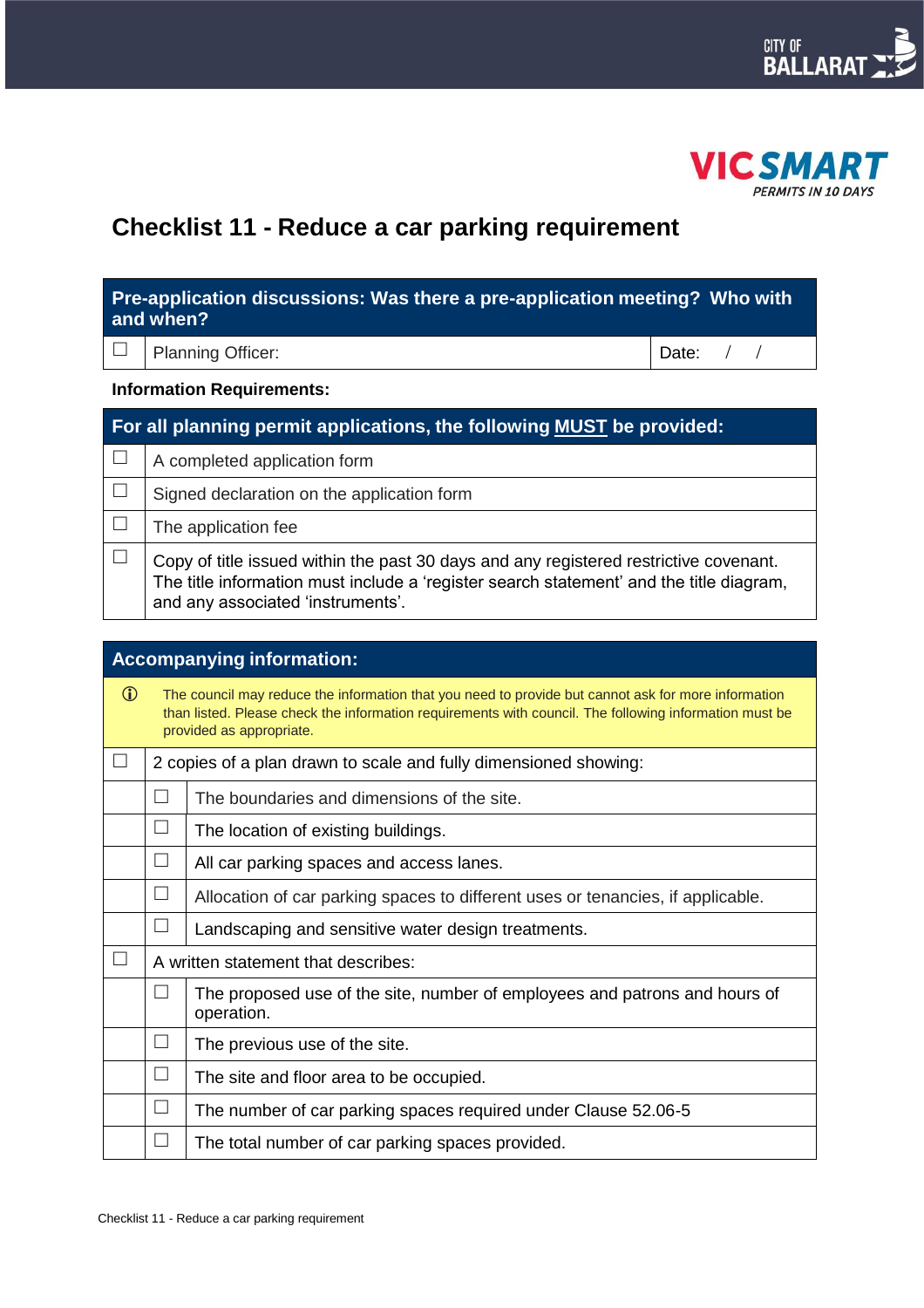# Checklist 11 - Reduce a car parking requirement

| Pre-application discussions: Was there a pre-application meeting? Who with and when? | | |
|---|---|---|
| ☐ | Planning Officer: | Date: / / |

**Information Requirements:**

| For all planning permit applications, the following **MUST** be provided: | |
|---|---|
| ☐ | A completed application form |
| ☐ | Signed declaration on the application form |
| ☐ | The application fee |
| ☐ | Copy of title issued within the past 30 days and any registered restrictive covenant. The title information must include a 'register search statement' and the title diagram, and any associated 'instruments'. |

| Accompanying information: | | |
|---|---|---|
| ⓘ | The council may reduce the information that you need to provide but cannot ask for more information than listed. Please check the information requirements with council. The following information must be provided as appropriate. | |
| ☐ | 2 copies of a plan drawn to scale and fully dimensioned showing: | |
| | ☐ | The boundaries and dimensions of the site. |
| | ☐ | The location of existing buildings. |
| | ☐ | All car parking spaces and access lanes. |
| | ☐ | Allocation of car parking spaces to different uses or tenancies, if applicable. |
| | ☐ | Landscaping and sensitive water design treatments. |
| ☐ | A written statement that describes: | |
| | ☐ | The proposed use of the site, number of employees and patrons and hours of operation. |
| | ☐ | The previous use of the site. |
| | ☐ | The site and floor area to be occupied. |
| | ☐ | The number of car parking spaces required under Clause 52.06-5 |
| | ☐ | The total number of car parking spaces provided. |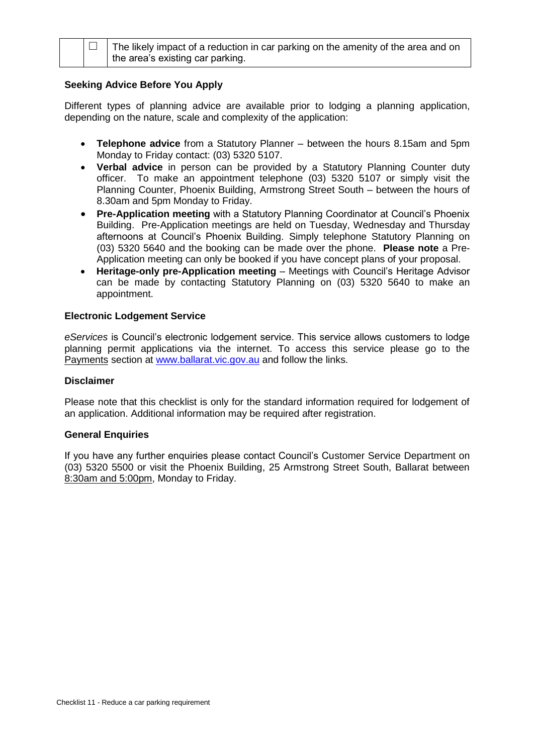| | | |
|---|---|---|
| | ☐ | The likely impact of a reduction in car parking on the amenity of the area and on the area's existing car parking. |

**Seeking Advice Before You Apply**

Different types of planning advice are available prior to lodging a planning application, depending on the nature, scale and complexity of the application:

- **Telephone advice** from a Statutory Planner – between the hours 8.15am and 5pm Monday to Friday contact: (03) 5320 5107.
- **Verbal advice** in person can be provided by a Statutory Planning Counter duty officer. To make an appointment telephone (03) 5320 5107 or simply visit the Planning Counter, Phoenix Building, Armstrong Street South – between the hours of 8.30am and 5pm Monday to Friday.
- **Pre-Application meeting** with a Statutory Planning Coordinator at Council's Phoenix Building. Pre-Application meetings are held on Tuesday, Wednesday and Thursday afternoons at Council's Phoenix Building. Simply telephone Statutory Planning on (03) 5320 5640 and the booking can be made over the phone. **Please note** a Pre-Application meeting can only be booked if you have concept plans of your proposal.
- **Heritage-only pre-Application meeting** – Meetings with Council's Heritage Advisor can be made by contacting Statutory Planning on (03) 5320 5640 to make an appointment.

**Electronic Lodgement Service**

*eServices* is Council's electronic lodgement service. This service allows customers to lodge planning permit applications via the internet. To access this service please go to the Payments section at www.ballarat.vic.gov.au and follow the links.

**Disclaimer**

Please note that this checklist is only for the standard information required for lodgement of an application. Additional information may be required after registration.

**General Enquiries**

If you have any further enquiries please contact Council's Customer Service Department on (03) 5320 5500 or visit the Phoenix Building, 25 Armstrong Street South, Ballarat between 8:30am and 5:00pm, Monday to Friday.